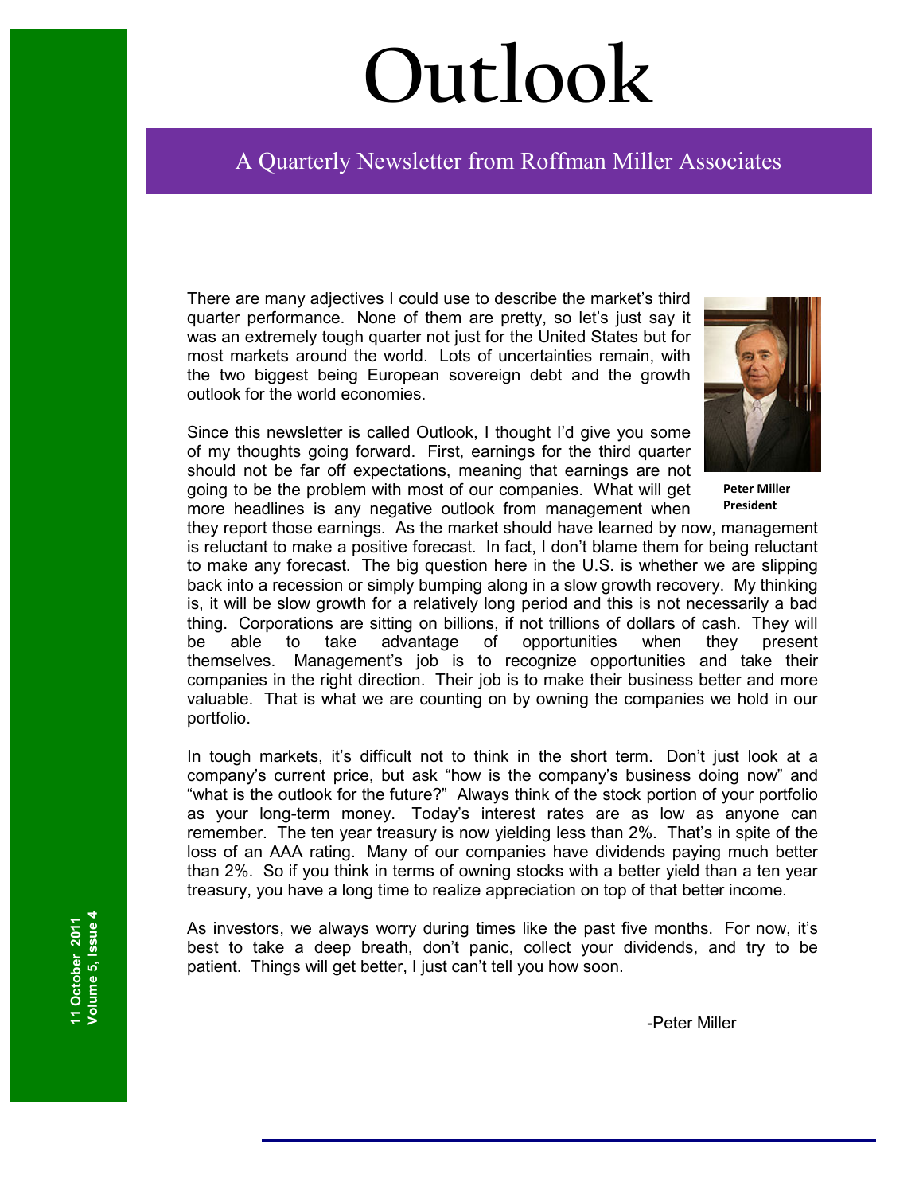# Outlook

A Quarterly Newsletter from Roffman Miller Associates

11 October 2011
Volume 5, Issue 4

There are many adjectives I could use to describe the market's third quarter performance. None of them are pretty, so let's just say it was an extremely tough quarter not just for the United States but for most markets around the world. Lots of uncertainties remain, with the two biggest being European sovereign debt and the growth outlook for the world economies.

**Peter Miller**
**President**

Since this newsletter is called Outlook, I thought I'd give you some of my thoughts going forward. First, earnings for the third quarter should not be far off expectations, meaning that earnings are not going to be the problem with most of our companies. What will get more headlines is any negative outlook from management when they report those earnings. As the market should have learned by now, management is reluctant to make a positive forecast. In fact, I don't blame them for being reluctant to make any forecast. The big question here in the U.S. is whether we are slipping back into a recession or simply bumping along in a slow growth recovery. My thinking is, it will be slow growth for a relatively long period and this is not necessarily a bad thing. Corporations are sitting on billions, if not trillions of dollars of cash. They will be able to take advantage of opportunities when they present themselves. Management's job is to recognize opportunities and take their companies in the right direction. Their job is to make their business better and more valuable. That is what we are counting on by owning the companies we hold in our portfolio.

In tough markets, it's difficult not to think in the short term. Don't just look at a company's current price, but ask "how is the company's business doing now" and "what is the outlook for the future?" Always think of the stock portion of your portfolio as your long-term money. Today's interest rates are as low as anyone can remember. The ten year treasury is now yielding less than 2%. That's in spite of the loss of an AAA rating. Many of our companies have dividends paying much better than 2%. So if you think in terms of owning stocks with a better yield than a ten year treasury, you have a long time to realize appreciation on top of that better income.

As investors, we always worry during times like the past five months. For now, it's best to take a deep breath, don't panic, collect your dividends, and try to be patient. Things will get better, I just can't tell you how soon.

-Peter Miller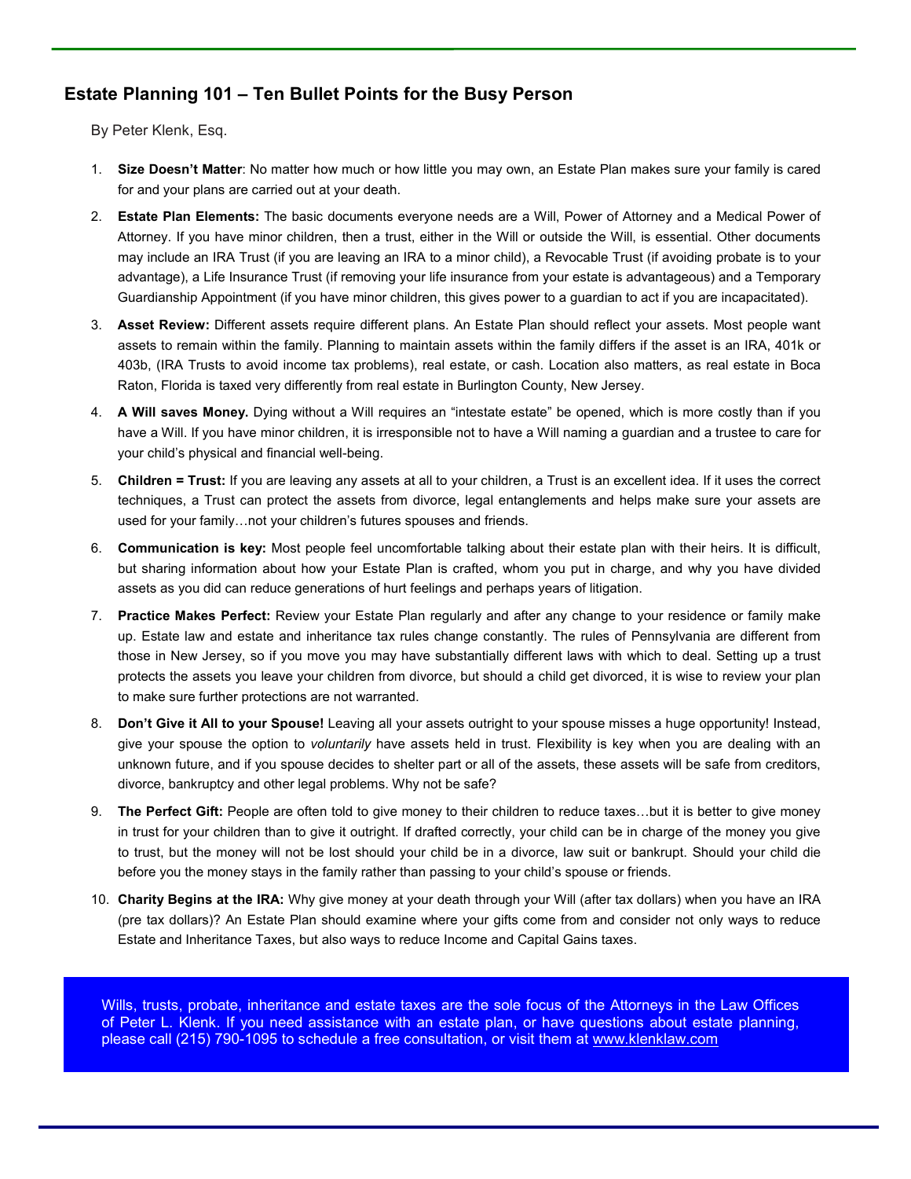## Estate Planning 101 – Ten Bullet Points for the Busy Person

By Peter Klenk, Esq.

1. **Size Doesn't Matter**: No matter how much or how little you may own, an Estate Plan makes sure your family is cared for and your plans are carried out at your death.
2. **Estate Plan Elements:** The basic documents everyone needs are a Will, Power of Attorney and a Medical Power of Attorney. If you have minor children, then a trust, either in the Will or outside the Will, is essential. Other documents may include an IRA Trust (if you are leaving an IRA to a minor child), a Revocable Trust (if avoiding probate is to your advantage), a Life Insurance Trust (if removing your life insurance from your estate is advantageous) and a Temporary Guardianship Appointment (if you have minor children, this gives power to a guardian to act if you are incapacitated).
3. **Asset Review:** Different assets require different plans. An Estate Plan should reflect your assets. Most people want assets to remain within the family. Planning to maintain assets within the family differs if the asset is an IRA, 401k or 403b, (IRA Trusts to avoid income tax problems), real estate, or cash. Location also matters, as real estate in Boca Raton, Florida is taxed very differently from real estate in Burlington County, New Jersey.
4. **A Will saves Money.** Dying without a Will requires an "intestate estate" be opened, which is more costly than if you have a Will. If you have minor children, it is irresponsible not to have a Will naming a guardian and a trustee to care for your child's physical and financial well-being.
5. **Children = Trust:** If you are leaving any assets at all to your children, a Trust is an excellent idea. If it uses the correct techniques, a Trust can protect the assets from divorce, legal entanglements and helps make sure your assets are used for your family…not your children's futures spouses and friends.
6. **Communication is key:** Most people feel uncomfortable talking about their estate plan with their heirs. It is difficult, but sharing information about how your Estate Plan is crafted, whom you put in charge, and why you have divided assets as you did can reduce generations of hurt feelings and perhaps years of litigation.
7. **Practice Makes Perfect:** Review your Estate Plan regularly and after any change to your residence or family make up. Estate law and estate and inheritance tax rules change constantly. The rules of Pennsylvania are different from those in New Jersey, so if you move you may have substantially different laws with which to deal. Setting up a trust protects the assets you leave your children from divorce, but should a child get divorced, it is wise to review your plan to make sure further protections are not warranted.
8. **Don't Give it All to your Spouse!** Leaving all your assets outright to your spouse misses a huge opportunity! Instead, give your spouse the option to *voluntarily* have assets held in trust. Flexibility is key when you are dealing with an unknown future, and if you spouse decides to shelter part or all of the assets, these assets will be safe from creditors, divorce, bankruptcy and other legal problems. Why not be safe?
9. **The Perfect Gift:** People are often told to give money to their children to reduce taxes…but it is better to give money in trust for your children than to give it outright. If drafted correctly, your child can be in charge of the money you give to trust, but the money will not be lost should your child be in a divorce, law suit or bankrupt. Should your child die before you the money stays in the family rather than passing to your child's spouse or friends.
10. **Charity Begins at the IRA:** Why give money at your death through your Will (after tax dollars) when you have an IRA (pre tax dollars)? An Estate Plan should examine where your gifts come from and consider not only ways to reduce Estate and Inheritance Taxes, but also ways to reduce Income and Capital Gains taxes.

Wills, trusts, probate, inheritance and estate taxes are the sole focus of the Attorneys in the Law Offices of Peter L. Klenk. If you need assistance with an estate plan, or have questions about estate planning, please call (215) 790-1095 to schedule a free consultation, or visit them at www.klenklaw.com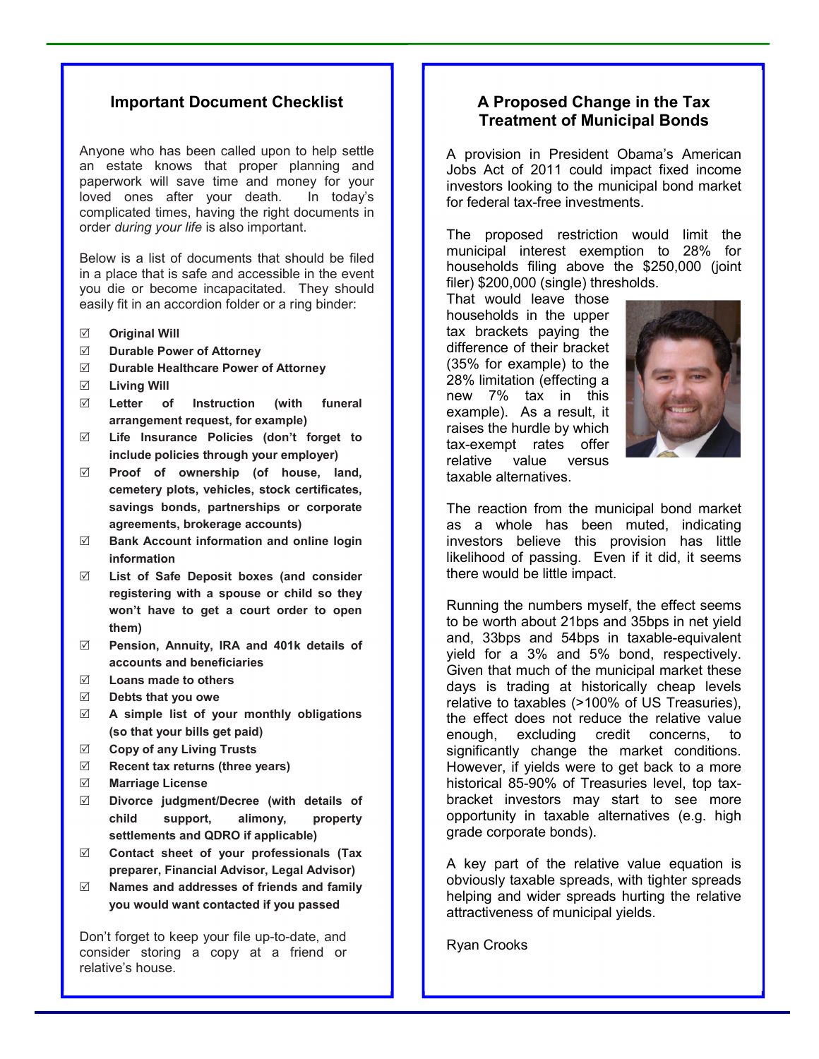## Important Document Checklist

Anyone who has been called upon to help settle an estate knows that proper planning and paperwork will save time and money for your loved ones after your death. In today's complicated times, having the right documents in order *during your life* is also important.

Below is a list of documents that should be filed in a place that is safe and accessible in the event you die or become incapacitated. They should easily fit in an accordion folder or a ring binder:

- ☑ **Original Will**
- ☑ **Durable Power of Attorney**
- ☑ **Durable Healthcare Power of Attorney**
- ☑ **Living Will**
- ☑ **Letter of Instruction (with funeral arrangement request, for example)**
- ☑ **Life Insurance Policies (don't forget to include policies through your employer)**
- ☑ **Proof of ownership (of house, land, cemetery plots, vehicles, stock certificates, savings bonds, partnerships or corporate agreements, brokerage accounts)**
- ☑ **Bank Account information and online login information**
- ☑ **List of Safe Deposit boxes (and consider registering with a spouse or child so they won't have to get a court order to open them)**
- ☑ **Pension, Annuity, IRA and 401k details of accounts and beneficiaries**
- ☑ **Loans made to others**
- ☑ **Debts that you owe**
- ☑ **A simple list of your monthly obligations (so that your bills get paid)**
- ☑ **Copy of any Living Trusts**
- ☑ **Recent tax returns (three years)**
- ☑ **Marriage License**
- ☑ **Divorce judgment/Decree (with details of child support, alimony, property settlements and QDRO if applicable)**
- ☑ **Contact sheet of your professionals (Tax preparer, Financial Advisor, Legal Advisor)**
- ☑ **Names and addresses of friends and family you would want contacted if you passed**

Don't forget to keep your file up-to-date, and consider storing a copy at a friend or relative's house.

## A Proposed Change in the Tax Treatment of Municipal Bonds

A provision in President Obama's American Jobs Act of 2011 could impact fixed income investors looking to the municipal bond market for federal tax-free investments.

The proposed restriction would limit the municipal interest exemption to 28% for households filing above the $250,000 (joint filer) $200,000 (single) thresholds. That would leave those households in the upper tax brackets paying the difference of their bracket (35% for example) to the 28% limitation (effecting a new 7% tax in this example). As a result, it raises the hurdle by which tax-exempt rates offer relative value versus taxable alternatives.

The reaction from the municipal bond market as a whole has been muted, indicating investors believe this provision has little likelihood of passing. Even if it did, it seems there would be little impact.

Running the numbers myself, the effect seems to be worth about 21bps and 35bps in net yield and, 33bps and 54bps in taxable-equivalent yield for a 3% and 5% bond, respectively. Given that much of the municipal market these days is trading at historically cheap levels relative to taxables (>100% of US Treasuries), the effect does not reduce the relative value enough, excluding credit concerns, to significantly change the market conditions. However, if yields were to get back to a more historical 85-90% of Treasuries level, top tax-bracket investors may start to see more opportunity in taxable alternatives (e.g. high grade corporate bonds).

A key part of the relative value equation is obviously taxable spreads, with tighter spreads helping and wider spreads hurting the relative attractiveness of municipal yields.

Ryan Crooks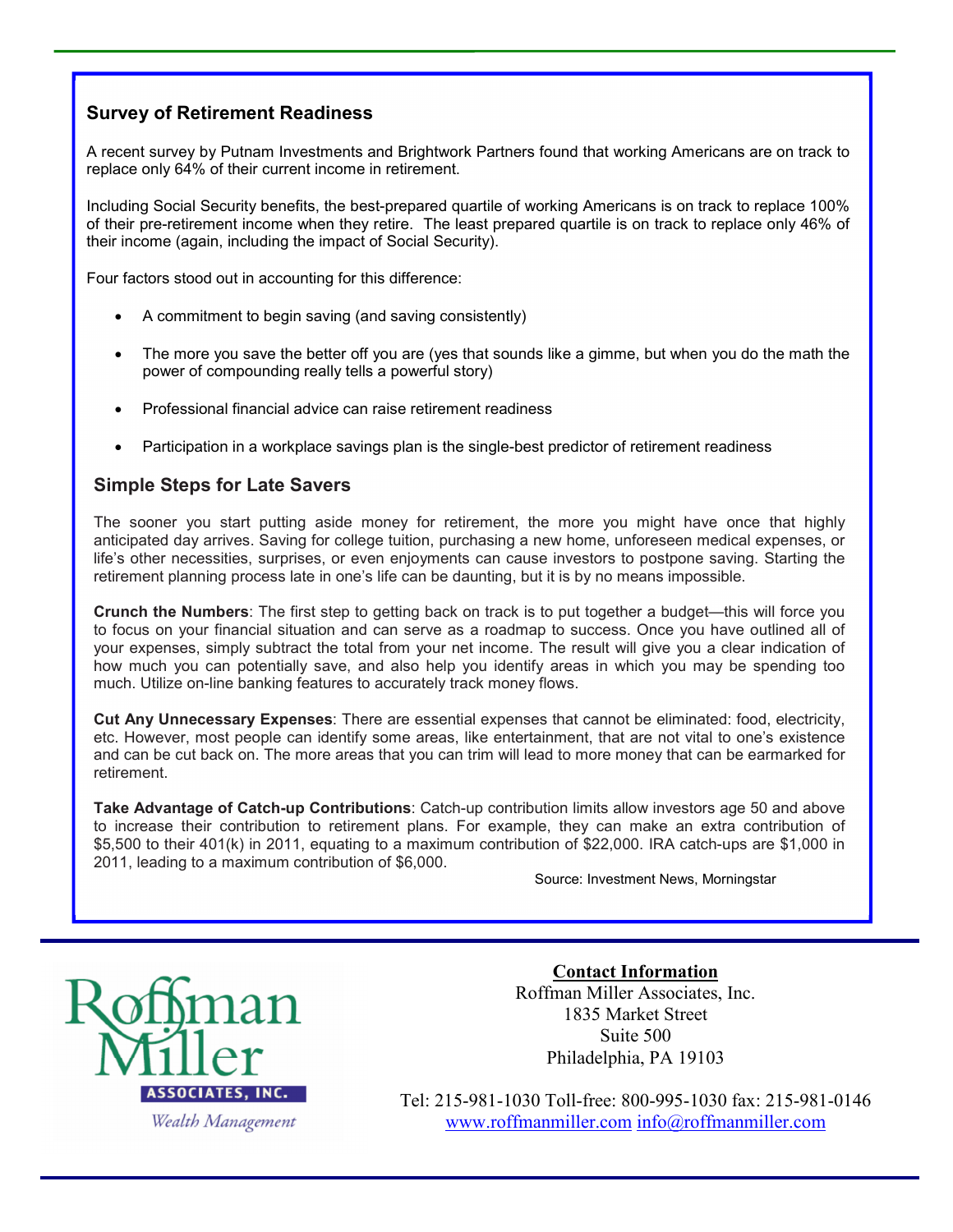## Survey of Retirement Readiness

A recent survey by Putnam Investments and Brightwork Partners found that working Americans are on track to replace only 64% of their current income in retirement.

Including Social Security benefits, the best-prepared quartile of working Americans is on track to replace 100% of their pre-retirement income when they retire. The least prepared quartile is on track to replace only 46% of their income (again, including the impact of Social Security).

Four factors stood out in accounting for this difference:

- A commitment to begin saving (and saving consistently)
- The more you save the better off you are (yes that sounds like a gimme, but when you do the math the power of compounding really tells a powerful story)
- Professional financial advice can raise retirement readiness
- Participation in a workplace savings plan is the single-best predictor of retirement readiness

## Simple Steps for Late Savers

The sooner you start putting aside money for retirement, the more you might have once that highly anticipated day arrives. Saving for college tuition, purchasing a new home, unforeseen medical expenses, or life's other necessities, surprises, or even enjoyments can cause investors to postpone saving. Starting the retirement planning process late in one's life can be daunting, but it is by no means impossible.

**Crunch the Numbers**: The first step to getting back on track is to put together a budget—this will force you to focus on your financial situation and can serve as a roadmap to success. Once you have outlined all of your expenses, simply subtract the total from your net income. The result will give you a clear indication of how much you can potentially save, and also help you identify areas in which you may be spending too much. Utilize on-line banking features to accurately track money flows.

**Cut Any Unnecessary Expenses**: There are essential expenses that cannot be eliminated: food, electricity, etc. However, most people can identify some areas, like entertainment, that are not vital to one's existence and can be cut back on. The more areas that you can trim will lead to more money that can be earmarked for retirement.

**Take Advantage of Catch-up Contributions**: Catch-up contribution limits allow investors age 50 and above to increase their contribution to retirement plans. For example, they can make an extra contribution of $5,500 to their 401(k) in 2011, equating to a maximum contribution of $22,000. IRA catch-ups are $1,000 in 2011, leading to a maximum contribution of $6,000.

Source: Investment News, Morningstar

Roffman Miller Associates, Inc.
Wealth Management

**Contact Information**

Roffman Miller Associates, Inc.
1835 Market Street
Suite 500
Philadelphia, PA 19103

Tel: 215-981-1030 Toll-free: 800-995-1030 fax: 215-981-0146
www.roffmanmiller.com info@roffmanmiller.com